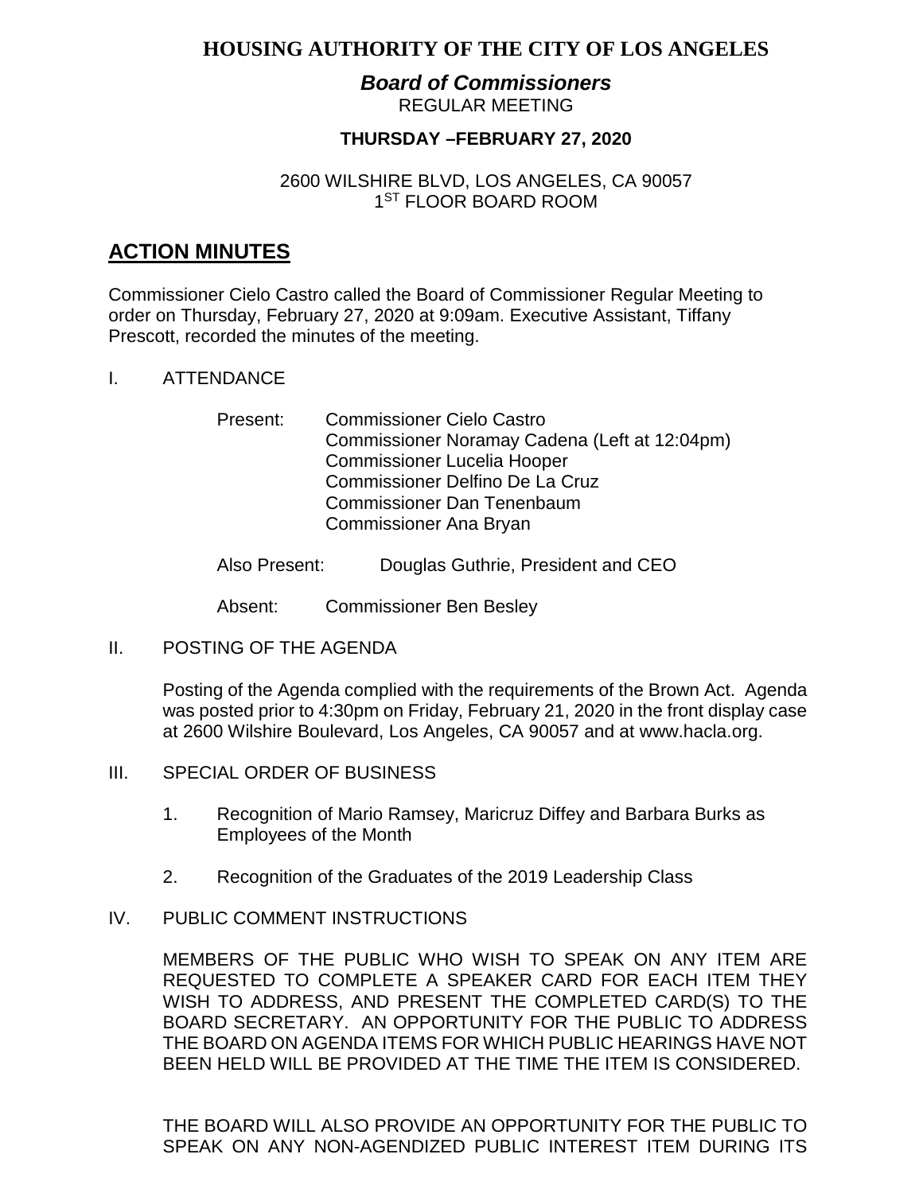# HOUSING AUTHORITY OF THE CITY OF LOS ANGELES

## *Board of Commissioners*

REGULAR MEETING

**THURSDAY –FEBRUARY 27, 2020**

2600 WILSHIRE BLVD, LOS ANGELES, CA 90057
1ST FLOOR BOARD ROOM

## ACTION MINUTES

Commissioner Cielo Castro called the Board of Commissioner Regular Meeting to order on Thursday, February 27, 2020 at 9:09am. Executive Assistant, Tiffany Prescott, recorded the minutes of the meeting.

I. ATTENDANCE

Present: Commissioner Cielo Castro
Commissioner Noramay Cadena (Left at 12:04pm)
Commissioner Lucelia Hooper
Commissioner Delfino De La Cruz
Commissioner Dan Tenenbaum
Commissioner Ana Bryan

Also Present: Douglas Guthrie, President and CEO

Absent: Commissioner Ben Besley

II. POSTING OF THE AGENDA

Posting of the Agenda complied with the requirements of the Brown Act. Agenda was posted prior to 4:30pm on Friday, February 21, 2020 in the front display case at 2600 Wilshire Boulevard, Los Angeles, CA 90057 and at www.hacla.org.

III. SPECIAL ORDER OF BUSINESS

1. Recognition of Mario Ramsey, Maricruz Diffey and Barbara Burks as Employees of the Month

2. Recognition of the Graduates of the 2019 Leadership Class

IV. PUBLIC COMMENT INSTRUCTIONS

MEMBERS OF THE PUBLIC WHO WISH TO SPEAK ON ANY ITEM ARE REQUESTED TO COMPLETE A SPEAKER CARD FOR EACH ITEM THEY WISH TO ADDRESS, AND PRESENT THE COMPLETED CARD(S) TO THE BOARD SECRETARY. AN OPPORTUNITY FOR THE PUBLIC TO ADDRESS THE BOARD ON AGENDA ITEMS FOR WHICH PUBLIC HEARINGS HAVE NOT BEEN HELD WILL BE PROVIDED AT THE TIME THE ITEM IS CONSIDERED.

THE BOARD WILL ALSO PROVIDE AN OPPORTUNITY FOR THE PUBLIC TO SPEAK ON ANY NON-AGENDIZED PUBLIC INTEREST ITEM DURING ITS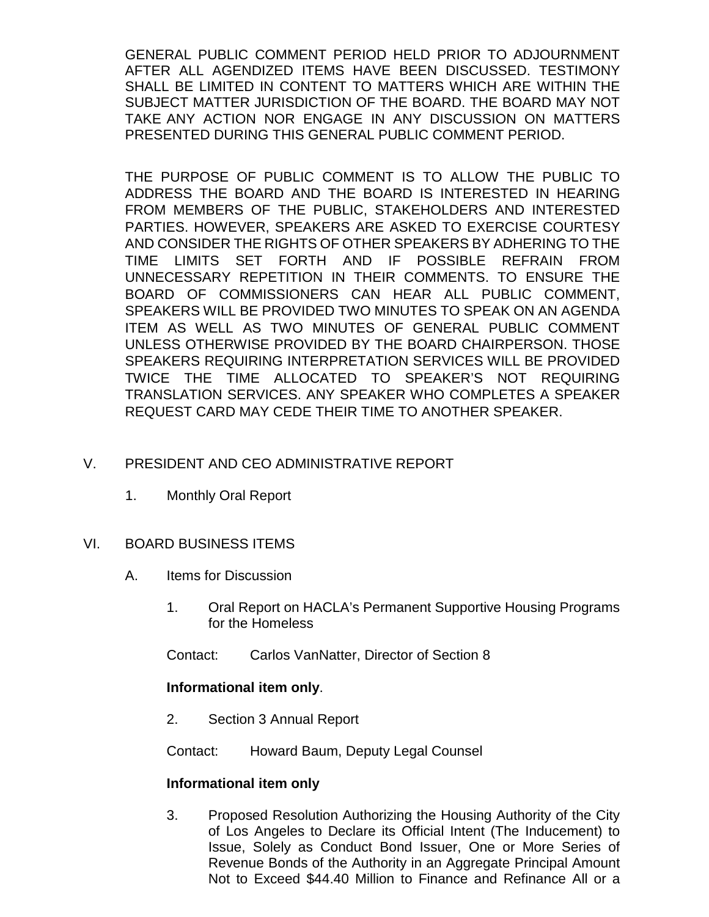GENERAL PUBLIC COMMENT PERIOD HELD PRIOR TO ADJOURNMENT AFTER ALL AGENDIZED ITEMS HAVE BEEN DISCUSSED. TESTIMONY SHALL BE LIMITED IN CONTENT TO MATTERS WHICH ARE WITHIN THE SUBJECT MATTER JURISDICTION OF THE BOARD. THE BOARD MAY NOT TAKE ANY ACTION NOR ENGAGE IN ANY DISCUSSION ON MATTERS PRESENTED DURING THIS GENERAL PUBLIC COMMENT PERIOD.

THE PURPOSE OF PUBLIC COMMENT IS TO ALLOW THE PUBLIC TO ADDRESS THE BOARD AND THE BOARD IS INTERESTED IN HEARING FROM MEMBERS OF THE PUBLIC, STAKEHOLDERS AND INTERESTED PARTIES. HOWEVER, SPEAKERS ARE ASKED TO EXERCISE COURTESY AND CONSIDER THE RIGHTS OF OTHER SPEAKERS BY ADHERING TO THE TIME LIMITS SET FORTH AND IF POSSIBLE REFRAIN FROM UNNECESSARY REPETITION IN THEIR COMMENTS. TO ENSURE THE BOARD OF COMMISSIONERS CAN HEAR ALL PUBLIC COMMENT, SPEAKERS WILL BE PROVIDED TWO MINUTES TO SPEAK ON AN AGENDA ITEM AS WELL AS TWO MINUTES OF GENERAL PUBLIC COMMENT UNLESS OTHERWISE PROVIDED BY THE BOARD CHAIRPERSON. THOSE SPEAKERS REQUIRING INTERPRETATION SERVICES WILL BE PROVIDED TWICE THE TIME ALLOCATED TO SPEAKER'S NOT REQUIRING TRANSLATION SERVICES. ANY SPEAKER WHO COMPLETES A SPEAKER REQUEST CARD MAY CEDE THEIR TIME TO ANOTHER SPEAKER.

V. PRESIDENT AND CEO ADMINISTRATIVE REPORT

1. Monthly Oral Report

VI. BOARD BUSINESS ITEMS

A. Items for Discussion

1. Oral Report on HACLA's Permanent Supportive Housing Programs for the Homeless

Contact: Carlos VanNatter, Director of Section 8

**Informational item only**.

2. Section 3 Annual Report

Contact: Howard Baum, Deputy Legal Counsel

**Informational item only**

3. Proposed Resolution Authorizing the Housing Authority of the City of Los Angeles to Declare its Official Intent (The Inducement) to Issue, Solely as Conduct Bond Issuer, One or More Series of Revenue Bonds of the Authority in an Aggregate Principal Amount Not to Exceed $44.40 Million to Finance and Refinance All or a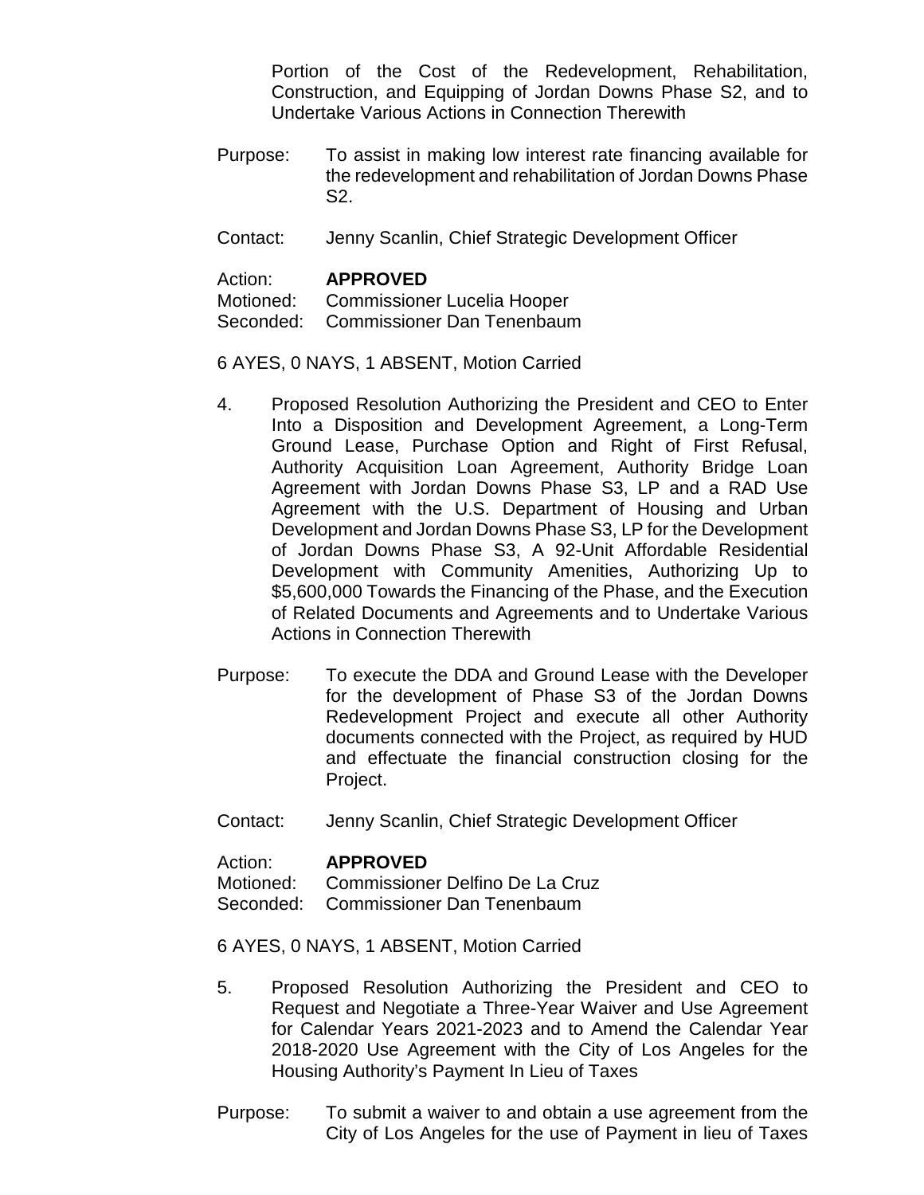Portion of the Cost of the Redevelopment, Rehabilitation, Construction, and Equipping of Jordan Downs Phase S2, and to Undertake Various Actions in Connection Therewith

Purpose: To assist in making low interest rate financing available for the redevelopment and rehabilitation of Jordan Downs Phase S2.

Contact: Jenny Scanlin, Chief Strategic Development Officer

Action: **APPROVED**
Motioned: Commissioner Lucelia Hooper
Seconded: Commissioner Dan Tenenbaum

6 AYES, 0 NAYS, 1 ABSENT, Motion Carried

4. Proposed Resolution Authorizing the President and CEO to Enter Into a Disposition and Development Agreement, a Long-Term Ground Lease, Purchase Option and Right of First Refusal, Authority Acquisition Loan Agreement, Authority Bridge Loan Agreement with Jordan Downs Phase S3, LP and a RAD Use Agreement with the U.S. Department of Housing and Urban Development and Jordan Downs Phase S3, LP for the Development of Jordan Downs Phase S3, A 92-Unit Affordable Residential Development with Community Amenities, Authorizing Up to $5,600,000 Towards the Financing of the Phase, and the Execution of Related Documents and Agreements and to Undertake Various Actions in Connection Therewith

Purpose: To execute the DDA and Ground Lease with the Developer for the development of Phase S3 of the Jordan Downs Redevelopment Project and execute all other Authority documents connected with the Project, as required by HUD and effectuate the financial construction closing for the Project.

Contact: Jenny Scanlin, Chief Strategic Development Officer

Action: **APPROVED**
Motioned: Commissioner Delfino De La Cruz
Seconded: Commissioner Dan Tenenbaum

6 AYES, 0 NAYS, 1 ABSENT, Motion Carried

5. Proposed Resolution Authorizing the President and CEO to Request and Negotiate a Three-Year Waiver and Use Agreement for Calendar Years 2021-2023 and to Amend the Calendar Year 2018-2020 Use Agreement with the City of Los Angeles for the Housing Authority's Payment In Lieu of Taxes

Purpose: To submit a waiver to and obtain a use agreement from the City of Los Angeles for the use of Payment in lieu of Taxes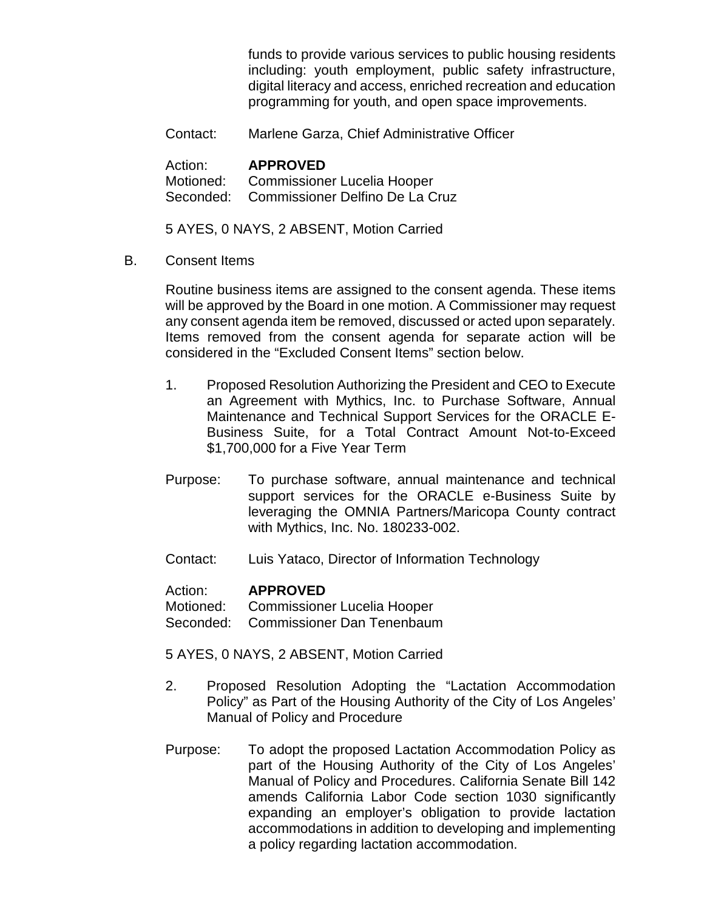funds to provide various services to public housing residents including: youth employment, public safety infrastructure, digital literacy and access, enriched recreation and education programming for youth, and open space improvements.

Contact: Marlene Garza, Chief Administrative Officer

Action: **APPROVED**
Motioned: Commissioner Lucelia Hooper
Seconded: Commissioner Delfino De La Cruz

5 AYES, 0 NAYS, 2 ABSENT, Motion Carried

B. Consent Items

Routine business items are assigned to the consent agenda. These items will be approved by the Board in one motion. A Commissioner may request any consent agenda item be removed, discussed or acted upon separately. Items removed from the consent agenda for separate action will be considered in the "Excluded Consent Items" section below.

1. Proposed Resolution Authorizing the President and CEO to Execute an Agreement with Mythics, Inc. to Purchase Software, Annual Maintenance and Technical Support Services for the ORACLE E-Business Suite, for a Total Contract Amount Not-to-Exceed $1,700,000 for a Five Year Term

Purpose: To purchase software, annual maintenance and technical support services for the ORACLE e-Business Suite by leveraging the OMNIA Partners/Maricopa County contract with Mythics, Inc. No. 180233-002.

Contact: Luis Yataco, Director of Information Technology

Action: **APPROVED**
Motioned: Commissioner Lucelia Hooper
Seconded: Commissioner Dan Tenenbaum

5 AYES, 0 NAYS, 2 ABSENT, Motion Carried

2. Proposed Resolution Adopting the "Lactation Accommodation Policy" as Part of the Housing Authority of the City of Los Angeles' Manual of Policy and Procedure

Purpose: To adopt the proposed Lactation Accommodation Policy as part of the Housing Authority of the City of Los Angeles' Manual of Policy and Procedures. California Senate Bill 142 amends California Labor Code section 1030 significantly expanding an employer's obligation to provide lactation accommodations in addition to developing and implementing a policy regarding lactation accommodation.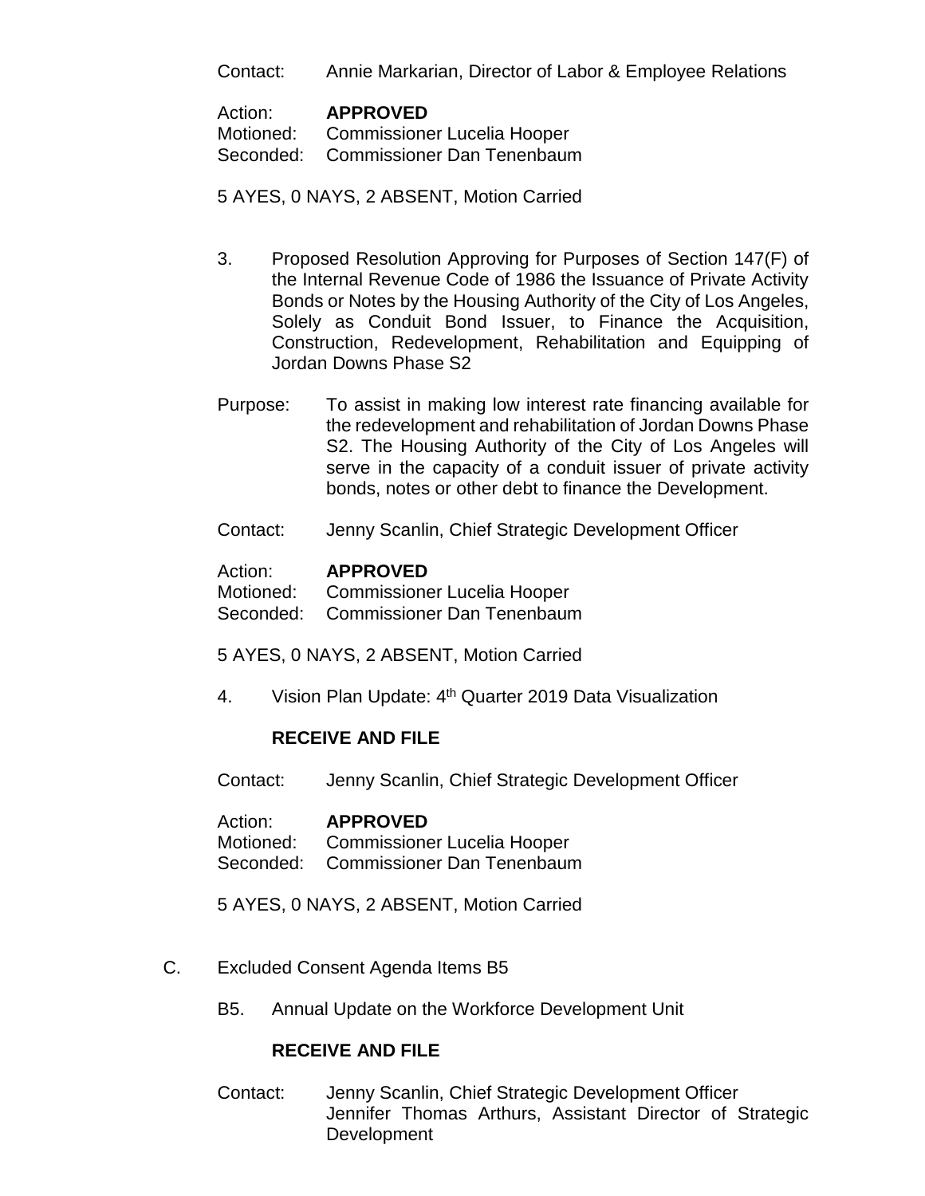Contact: Annie Markarian, Director of Labor & Employee Relations

Action: **APPROVED**
Motioned: Commissioner Lucelia Hooper
Seconded: Commissioner Dan Tenenbaum

5 AYES, 0 NAYS, 2 ABSENT, Motion Carried

3. Proposed Resolution Approving for Purposes of Section 147(F) of the Internal Revenue Code of 1986 the Issuance of Private Activity Bonds or Notes by the Housing Authority of the City of Los Angeles, Solely as Conduit Bond Issuer, to Finance the Acquisition, Construction, Redevelopment, Rehabilitation and Equipping of Jordan Downs Phase S2

Purpose: To assist in making low interest rate financing available for the redevelopment and rehabilitation of Jordan Downs Phase S2. The Housing Authority of the City of Los Angeles will serve in the capacity of a conduit issuer of private activity bonds, notes or other debt to finance the Development.

Contact: Jenny Scanlin, Chief Strategic Development Officer

Action: **APPROVED**
Motioned: Commissioner Lucelia Hooper
Seconded: Commissioner Dan Tenenbaum

5 AYES, 0 NAYS, 2 ABSENT, Motion Carried

4. Vision Plan Update: 4th Quarter 2019 Data Visualization

**RECEIVE AND FILE**

Contact: Jenny Scanlin, Chief Strategic Development Officer

Action: **APPROVED**
Motioned: Commissioner Lucelia Hooper
Seconded: Commissioner Dan Tenenbaum

5 AYES, 0 NAYS, 2 ABSENT, Motion Carried

C. Excluded Consent Agenda Items B5

B5. Annual Update on the Workforce Development Unit

**RECEIVE AND FILE**

Contact: Jenny Scanlin, Chief Strategic Development Officer
Jennifer Thomas Arthurs, Assistant Director of Strategic Development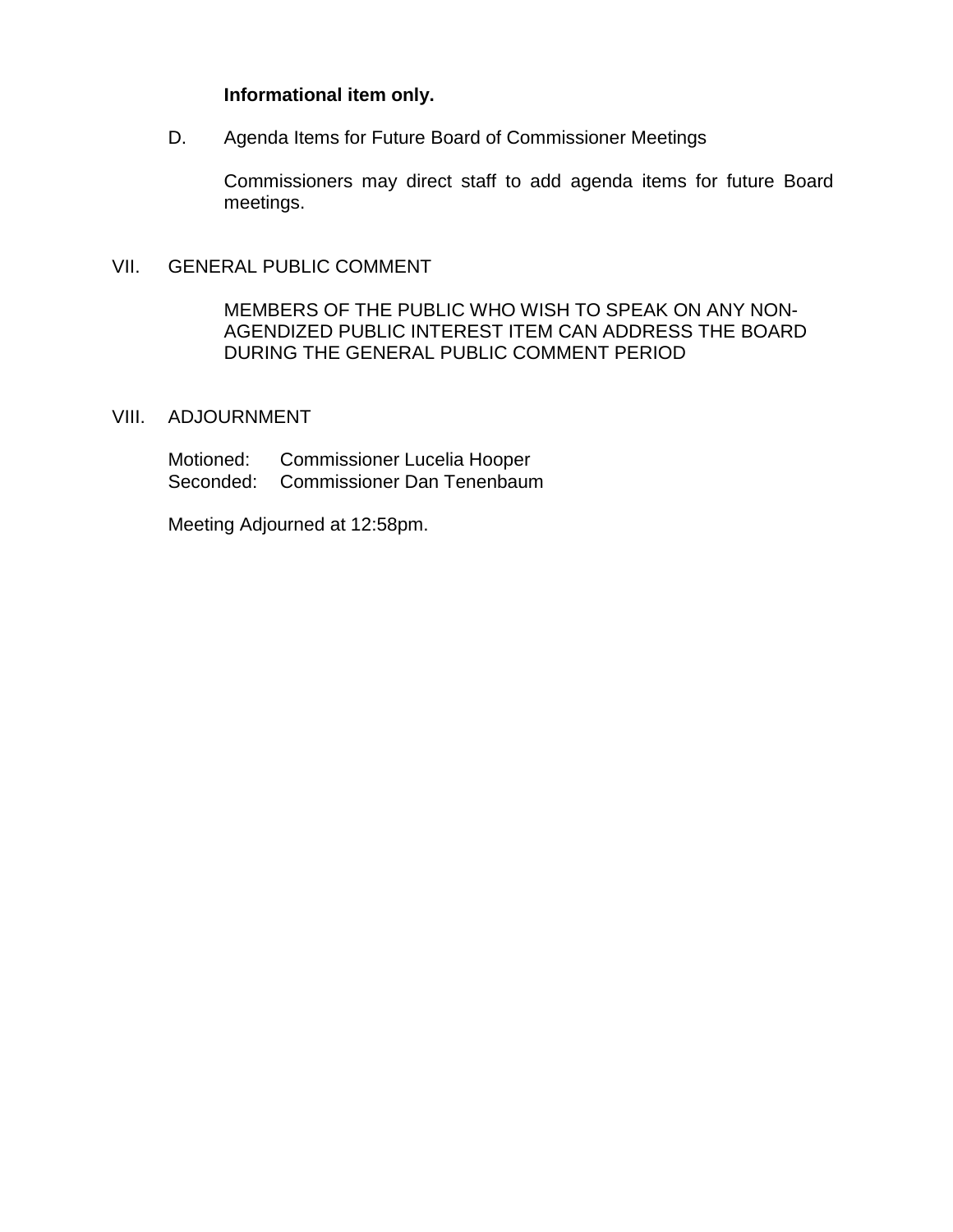**Informational item only.**

D. Agenda Items for Future Board of Commissioner Meetings

Commissioners may direct staff to add agenda items for future Board meetings.

VII. GENERAL PUBLIC COMMENT

MEMBERS OF THE PUBLIC WHO WISH TO SPEAK ON ANY NON-AGENDIZED PUBLIC INTEREST ITEM CAN ADDRESS THE BOARD DURING THE GENERAL PUBLIC COMMENT PERIOD

VIII. ADJOURNMENT

Motioned: Commissioner Lucelia Hooper
Seconded: Commissioner Dan Tenenbaum

Meeting Adjourned at 12:58pm.